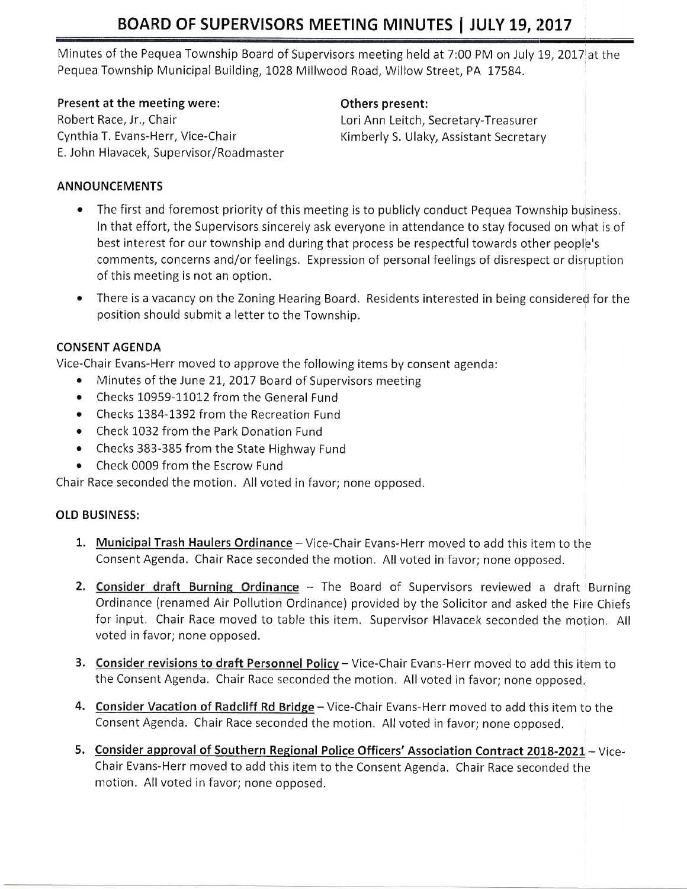# BOARD OF SUPERVISORS MEETING MINUTES | JULY 19, 2017

Minutes of the Pequea Township Board of Supervisors meeting held at 7:00 PM on July 19, 2017 at the Pequea Township Municipal Building, 1028 Millwood Road, Willow Street, PA 17584.

**Present at the meeting were:**
Robert Race, Jr., Chair
Cynthia T. Evans-Herr, Vice-Chair
E. John Hlavacek, Supervisor/Roadmaster

**Others present:**
Lori Ann Leitch, Secretary-Treasurer
Kimberly S. Ulaky, Assistant Secretary

## ANNOUNCEMENTS

- The first and foremost priority of this meeting is to publicly conduct Pequea Township business. In that effort, the Supervisors sincerely ask everyone in attendance to stay focused on what is of best interest for our township and during that process be respectful towards other people's comments, concerns and/or feelings. Expression of personal feelings of disrespect or disruption of this meeting is not an option.
- There is a vacancy on the Zoning Hearing Board. Residents interested in being considered for the position should submit a letter to the Township.

## CONSENT AGENDA

Vice-Chair Evans-Herr moved to approve the following items by consent agenda:

- Minutes of the June 21, 2017 Board of Supervisors meeting
- Checks 10959-11012 from the General Fund
- Checks 1384-1392 from the Recreation Fund
- Check 1032 from the Park Donation Fund
- Checks 383-385 from the State Highway Fund
- Check 0009 from the Escrow Fund

Chair Race seconded the motion. All voted in favor; none opposed.

## OLD BUSINESS:

1. **Municipal Trash Haulers Ordinance** – Vice-Chair Evans-Herr moved to add this item to the Consent Agenda. Chair Race seconded the motion. All voted in favor; none opposed.
2. **Consider draft Burning Ordinance** – The Board of Supervisors reviewed a draft Burning Ordinance (renamed Air Pollution Ordinance) provided by the Solicitor and asked the Fire Chiefs for input. Chair Race moved to table this item. Supervisor Hlavacek seconded the motion. All voted in favor; none opposed.
3. **Consider revisions to draft Personnel Policy** – Vice-Chair Evans-Herr moved to add this item to the Consent Agenda. Chair Race seconded the motion. All voted in favor; none opposed.
4. **Consider Vacation of Radcliff Rd Bridge** – Vice-Chair Evans-Herr moved to add this item to the Consent Agenda. Chair Race seconded the motion. All voted in favor; none opposed.
5. **Consider approval of Southern Regional Police Officers' Association Contract 2018-2021** – Vice-Chair Evans-Herr moved to add this item to the Consent Agenda. Chair Race seconded the motion. All voted in favor; none opposed.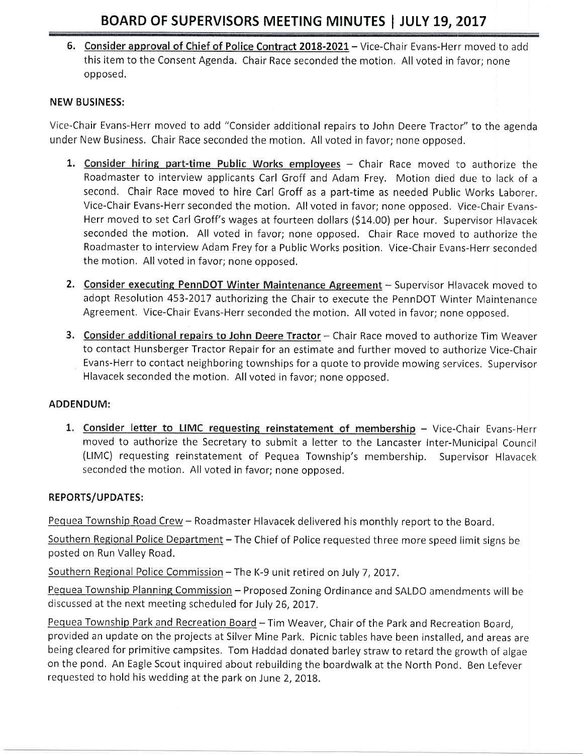6. <u>Consider approval of Chief of Police Contract 2018-2021</u> – Vice-Chair Evans-Herr moved to add this item to the Consent Agenda. Chair Race seconded the motion. All voted in favor; none opposed.

**NEW BUSINESS:**

Vice-Chair Evans-Herr moved to add "Consider additional repairs to John Deere Tractor" to the agenda under New Business. Chair Race seconded the motion. All voted in favor; none opposed.

1. <u>Consider hiring part-time Public Works employees</u> – Chair Race moved to authorize the Roadmaster to interview applicants Carl Groff and Adam Frey. Motion died due to lack of a second. Chair Race moved to hire Carl Groff as a part-time as needed Public Works Laborer. Vice-Chair Evans-Herr seconded the motion. All voted in favor; none opposed. Vice-Chair Evans-Herr moved to set Carl Groff's wages at fourteen dollars ($14.00) per hour. Supervisor Hlavacek seconded the motion. All voted in favor; none opposed. Chair Race moved to authorize the Roadmaster to interview Adam Frey for a Public Works position. Vice-Chair Evans-Herr seconded the motion. All voted in favor; none opposed.

2. <u>Consider executing PennDOT Winter Maintenance Agreement</u> – Supervisor Hlavacek moved to adopt Resolution 453-2017 authorizing the Chair to execute the PennDOT Winter Maintenance Agreement. Vice-Chair Evans-Herr seconded the motion. All voted in favor; none opposed.

3. <u>Consider additional repairs to John Deere Tractor</u> – Chair Race moved to authorize Tim Weaver to contact Hunsberger Tractor Repair for an estimate and further moved to authorize Vice-Chair Evans-Herr to contact neighboring townships for a quote to provide mowing services. Supervisor Hlavacek seconded the motion. All voted in favor; none opposed.

**ADDENDUM:**

1. <u>Consider letter to LIMC requesting reinstatement of membership</u> – Vice-Chair Evans-Herr moved to authorize the Secretary to submit a letter to the Lancaster Inter-Municipal Council (LIMC) requesting reinstatement of Pequea Township's membership. Supervisor Hlavacek seconded the motion. All voted in favor; none opposed.

**REPORTS/UPDATES:**

<u>Pequea Township Road Crew</u> – Roadmaster Hlavacek delivered his monthly report to the Board.

<u>Southern Regional Police Department</u> – The Chief of Police requested three more speed limit signs be posted on Run Valley Road.

<u>Southern Regional Police Commission</u> – The K-9 unit retired on July 7, 2017.

<u>Pequea Township Planning Commission</u> – Proposed Zoning Ordinance and SALDO amendments will be discussed at the next meeting scheduled for July 26, 2017.

<u>Pequea Township Park and Recreation Board</u> – Tim Weaver, Chair of the Park and Recreation Board, provided an update on the projects at Silver Mine Park. Picnic tables have been installed, and areas are being cleared for primitive campsites. Tom Haddad donated barley straw to retard the growth of algae on the pond. An Eagle Scout inquired about rebuilding the boardwalk at the North Pond. Ben Lefever requested to hold his wedding at the park on June 2, 2018.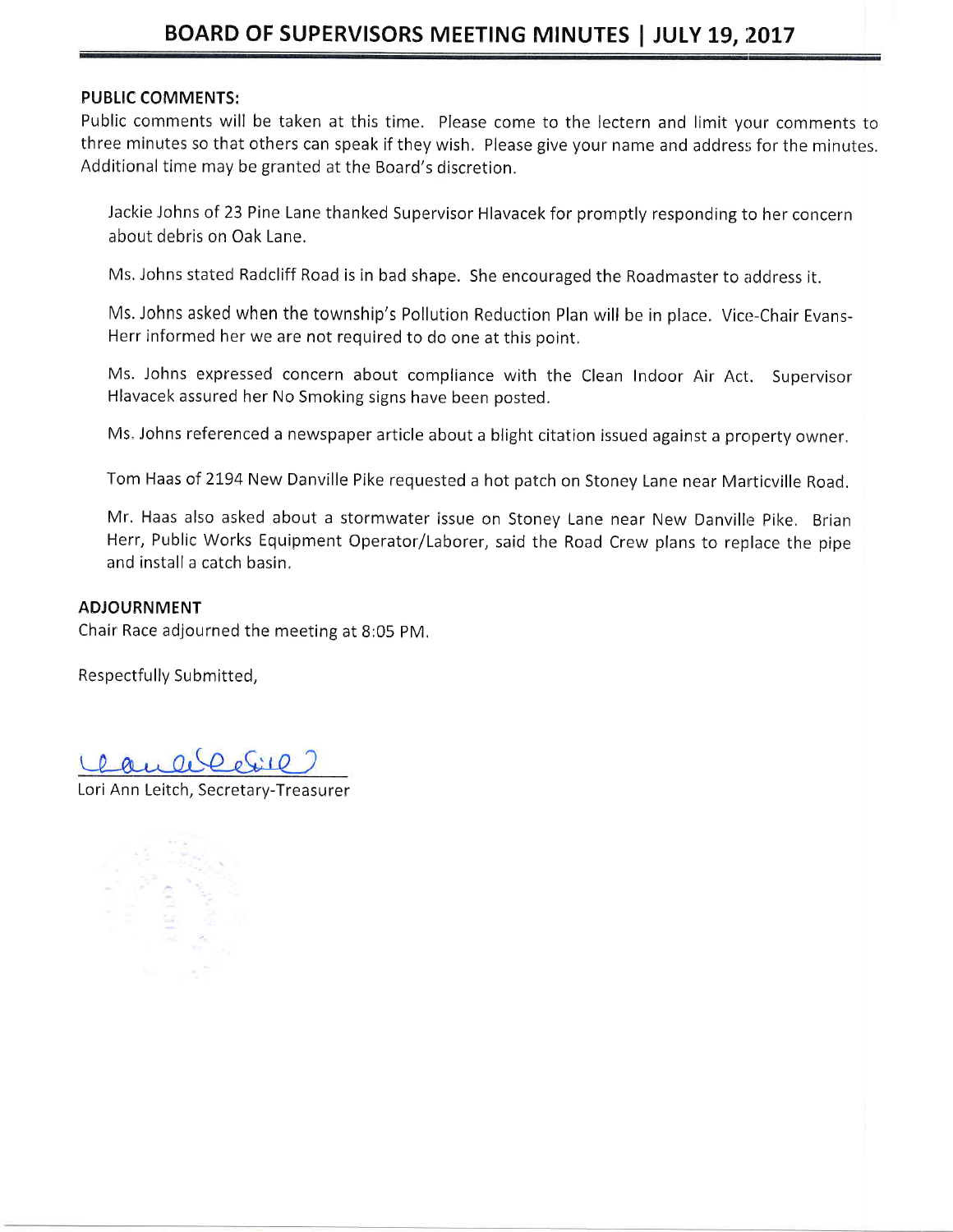## PUBLIC COMMENTS:

Public comments will be taken at this time. Please come to the lectern and limit your comments to three minutes so that others can speak if they wish. Please give your name and address for the minutes. Additional time may be granted at the Board's discretion.

Jackie Johns of 23 Pine Lane thanked Supervisor Hlavacek for promptly responding to her concern about debris on Oak Lane.

Ms. Johns stated Radcliff Road is in bad shape. She encouraged the Roadmaster to address it.

Ms. Johns asked when the township's Pollution Reduction Plan will be in place. Vice-Chair Evans-Herr informed her we are not required to do one at this point.

Ms. Johns expressed concern about compliance with the Clean Indoor Air Act. Supervisor Hlavacek assured her No Smoking signs have been posted.

Ms. Johns referenced a newspaper article about a blight citation issued against a property owner.

Tom Haas of 2194 New Danville Pike requested a hot patch on Stoney Lane near Marticville Road.

Mr. Haas also asked about a stormwater issue on Stoney Lane near New Danville Pike. Brian Herr, Public Works Equipment Operator/Laborer, said the Road Crew plans to replace the pipe and install a catch basin.

## ADJOURNMENT

Chair Race adjourned the meeting at 8:05 PM.

Respectfully Submitted,

Lori Ann Leitch, Secretary-Treasurer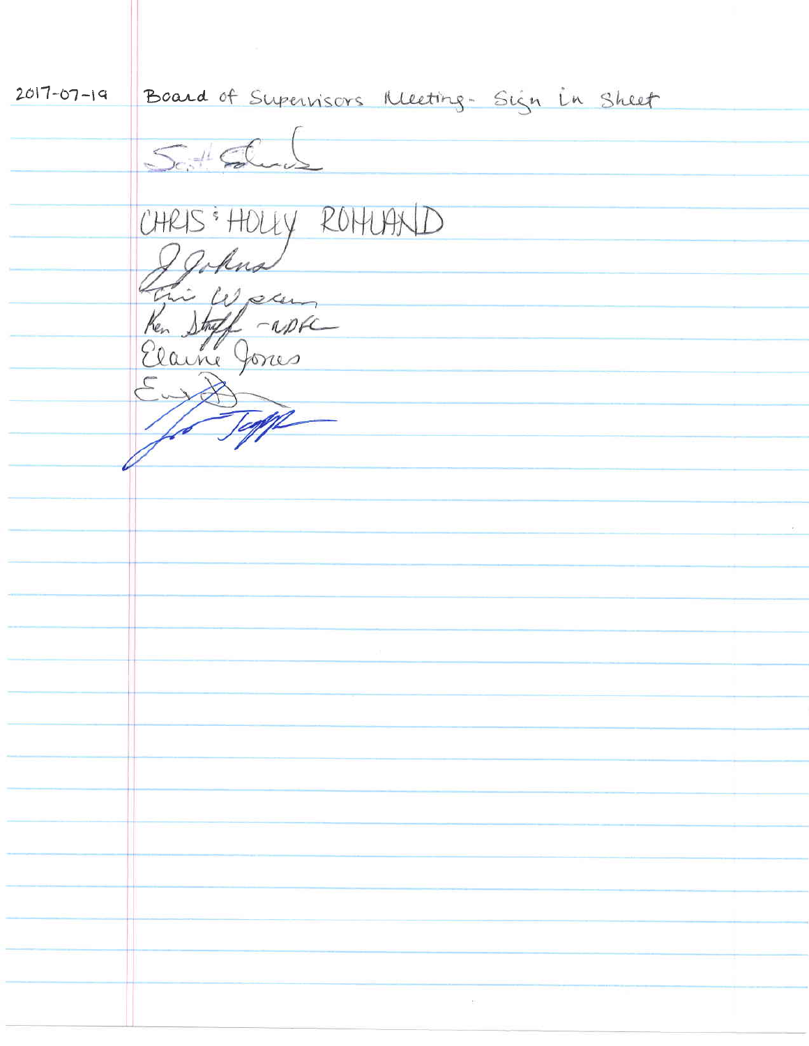2017-07-19 Board of Supervisors Meeting - Sign in Sheet

Scott [signature]

CHRIS & HOLLY ROHLAND

J Johns

[signature]

Ken Stauff - NDFC

Elaine Jones

[signature]

[signature]